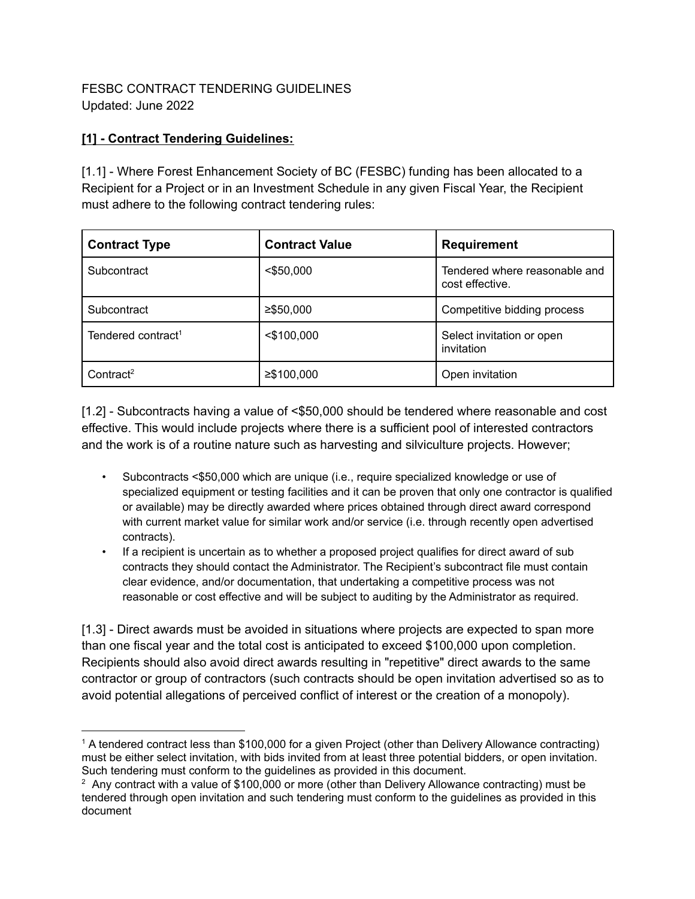FESBC CONTRACT TENDERING GUIDELINES
Updated: June 2022

## [1] - Contract Tendering Guidelines:

[1.1] - Where Forest Enhancement Society of BC (FESBC) funding has been allocated to a Recipient for a Project or in an Investment Schedule in any given Fiscal Year, the Recipient must adhere to the following contract tendering rules:

| Contract Type | Contract Value | Requirement |
|---|---|---|
| Subcontract | <$50,000 | Tendered where reasonable and cost effective. |
| Subcontract | ≥$50,000 | Competitive bidding process |
| Tendered contract[1] | <$100,000 | Select invitation or open invitation |
| Contract[2] | ≥$100,000 | Open invitation |

[1.2] - Subcontracts having a value of <$50,000 should be tendered where reasonable and cost effective. This would include projects where there is a sufficient pool of interested contractors and the work is of a routine nature such as harvesting and silviculture projects. However;

- Subcontracts <$50,000 which are unique (i.e., require specialized knowledge or use of specialized equipment or testing facilities and it can be proven that only one contractor is qualified or available) may be directly awarded where prices obtained through direct award correspond with current market value for similar work and/or service (i.e. through recently open advertised contracts).
- If a recipient is uncertain as to whether a proposed project qualifies for direct award of sub contracts they should contact the Administrator. The Recipient's subcontract file must contain clear evidence, and/or documentation, that undertaking a competitive process was not reasonable or cost effective and will be subject to auditing by the Administrator as required.

[1.3] - Direct awards must be avoided in situations where projects are expected to span more than one fiscal year and the total cost is anticipated to exceed $100,000 upon completion. Recipients should also avoid direct awards resulting in "repetitive" direct awards to the same contractor or group of contractors (such contracts should be open invitation advertised so as to avoid potential allegations of perceived conflict of interest or the creation of a monopoly).

[1] A tendered contract less than $100,000 for a given Project (other than Delivery Allowance contracting) must be either select invitation, with bids invited from at least three potential bidders, or open invitation. Such tendering must conform to the guidelines as provided in this document.

[2] Any contract with a value of $100,000 or more (other than Delivery Allowance contracting) must be tendered through open invitation and such tendering must conform to the guidelines as provided in this document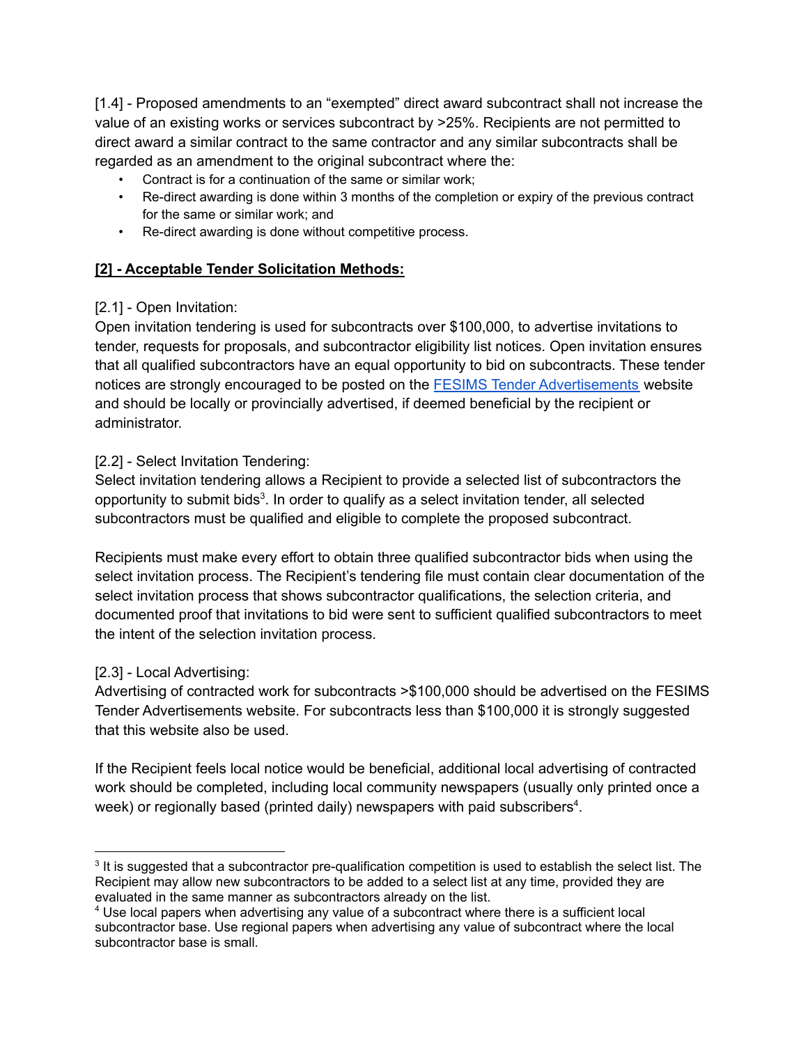[1.4] - Proposed amendments to an "exempted" direct award subcontract shall not increase the value of an existing works or services subcontract by >25%. Recipients are not permitted to direct award a similar contract to the same contractor and any similar subcontracts shall be regarded as an amendment to the original subcontract where the:

- Contract is for a continuation of the same or similar work;
- Re-direct awarding is done within 3 months of the completion or expiry of the previous contract for the same or similar work; and
- Re-direct awarding is done without competitive process.

## **[2] - Acceptable Tender Solicitation Methods:**

[2.1] - Open Invitation:
Open invitation tendering is used for subcontracts over $100,000, to advertise invitations to tender, requests for proposals, and subcontractor eligibility list notices. Open invitation ensures that all qualified subcontractors have an equal opportunity to bid on subcontracts. These tender notices are strongly encouraged to be posted on the FESIMS Tender Advertisements website and should be locally or provincially advertised, if deemed beneficial by the recipient or administrator.

[2.2] - Select Invitation Tendering:
Select invitation tendering allows a Recipient to provide a selected list of subcontractors the opportunity to submit bids[3]. In order to qualify as a select invitation tender, all selected subcontractors must be qualified and eligible to complete the proposed subcontract.

Recipients must make every effort to obtain three qualified subcontractor bids when using the select invitation process. The Recipient's tendering file must contain clear documentation of the select invitation process that shows subcontractor qualifications, the selection criteria, and documented proof that invitations to bid were sent to sufficient qualified subcontractors to meet the intent of the selection invitation process.

[2.3] - Local Advertising:
Advertising of contracted work for subcontracts >$100,000 should be advertised on the FESIMS Tender Advertisements website. For subcontracts less than $100,000 it is strongly suggested that this website also be used.

If the Recipient feels local notice would be beneficial, additional local advertising of contracted work should be completed, including local community newspapers (usually only printed once a week) or regionally based (printed daily) newspapers with paid subscribers[4].

---

[3] It is suggested that a subcontractor pre-qualification competition is used to establish the select list. The Recipient may allow new subcontractors to be added to a select list at any time, provided they are evaluated in the same manner as subcontractors already on the list.

[4] Use local papers when advertising any value of a subcontract where there is a sufficient local subcontractor base. Use regional papers when advertising any value of subcontract where the local subcontractor base is small.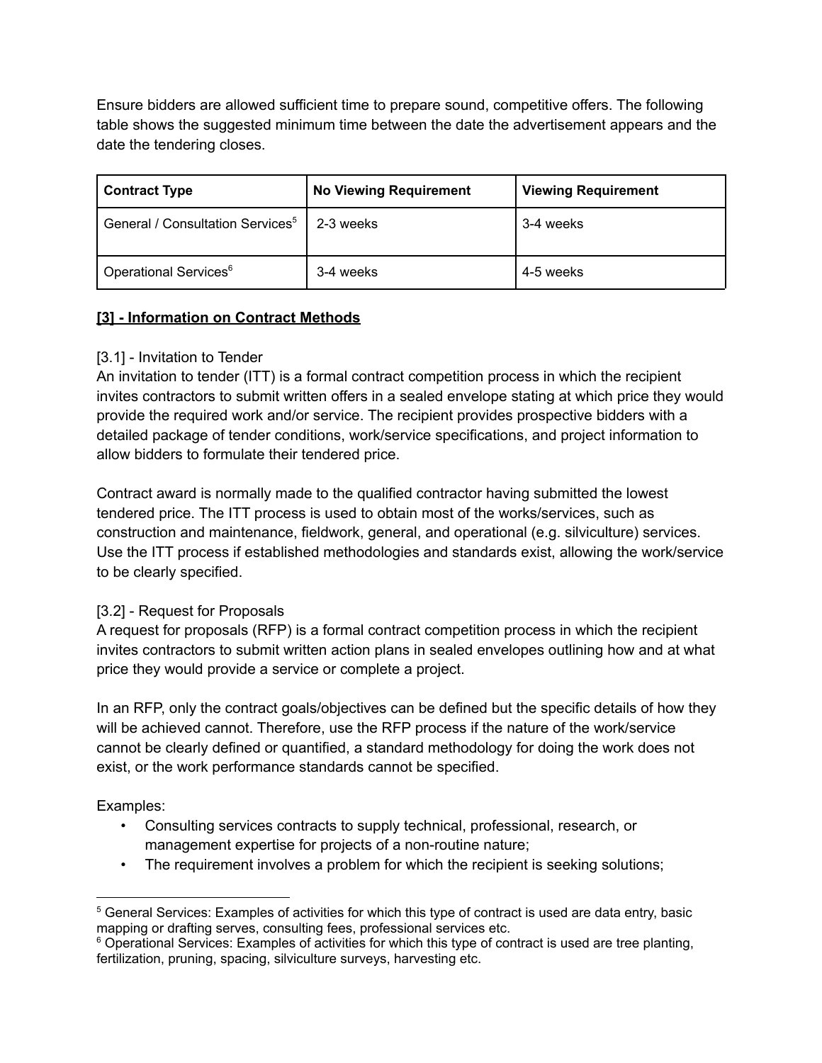Ensure bidders are allowed sufficient time to prepare sound, competitive offers. The following table shows the suggested minimum time between the date the advertisement appears and the date the tendering closes.

| Contract Type | No Viewing Requirement | Viewing Requirement |
|---|---|---|
| General / Consultation Services[5] | 2-3 weeks | 3-4 weeks |
| Operational Services[6] | 3-4 weeks | 4-5 weeks |

## **[3] - Information on Contract Methods**

### [3.1] - Invitation to Tender

An invitation to tender (ITT) is a formal contract competition process in which the recipient invites contractors to submit written offers in a sealed envelope stating at which price they would provide the required work and/or service. The recipient provides prospective bidders with a detailed package of tender conditions, work/service specifications, and project information to allow bidders to formulate their tendered price.

Contract award is normally made to the qualified contractor having submitted the lowest tendered price. The ITT process is used to obtain most of the works/services, such as construction and maintenance, fieldwork, general, and operational (e.g. silviculture) services. Use the ITT process if established methodologies and standards exist, allowing the work/service to be clearly specified.

### [3.2] - Request for Proposals

A request for proposals (RFP) is a formal contract competition process in which the recipient invites contractors to submit written action plans in sealed envelopes outlining how and at what price they would provide a service or complete a project.

In an RFP, only the contract goals/objectives can be defined but the specific details of how they will be achieved cannot. Therefore, use the RFP process if the nature of the work/service cannot be clearly defined or quantified, a standard methodology for doing the work does not exist, or the work performance standards cannot be specified.

Examples:

- Consulting services contracts to supply technical, professional, research, or management expertise for projects of a non-routine nature;
- The requirement involves a problem for which the recipient is seeking solutions;

---

[5] General Services: Examples of activities for which this type of contract is used are data entry, basic mapping or drafting serves, consulting fees, professional services etc.

[6] Operational Services: Examples of activities for which this type of contract is used are tree planting, fertilization, pruning, spacing, silviculture surveys, harvesting etc.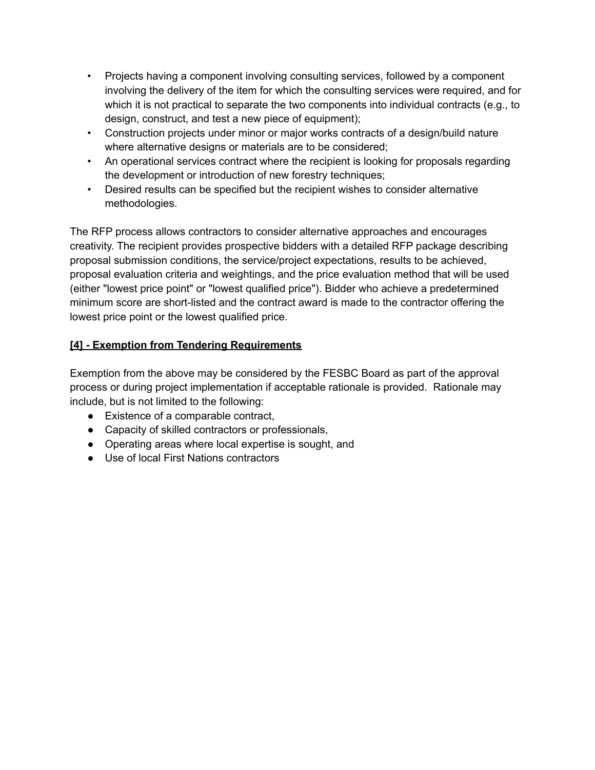- Projects having a component involving consulting services, followed by a component involving the delivery of the item for which the consulting services were required, and for which it is not practical to separate the two components into individual contracts (e.g., to design, construct, and test a new piece of equipment);
- Construction projects under minor or major works contracts of a design/build nature where alternative designs or materials are to be considered;
- An operational services contract where the recipient is looking for proposals regarding the development or introduction of new forestry techniques;
- Desired results can be specified but the recipient wishes to consider alternative methodologies.

The RFP process allows contractors to consider alternative approaches and encourages creativity. The recipient provides prospective bidders with a detailed RFP package describing proposal submission conditions, the service/project expectations, results to be achieved, proposal evaluation criteria and weightings, and the price evaluation method that will be used (either "lowest price point" or "lowest qualified price"). Bidder who achieve a predetermined minimum score are short-listed and the contract award is made to the contractor offering the lowest price point or the lowest qualified price.

## [4] - Exemption from Tendering Requirements

Exemption from the above may be considered by the FESBC Board as part of the approval process or during project implementation if acceptable rationale is provided. Rationale may include, but is not limited to the following:

- Existence of a comparable contract,
- Capacity of skilled contractors or professionals,
- Operating areas where local expertise is sought, and
- Use of local First Nations contractors